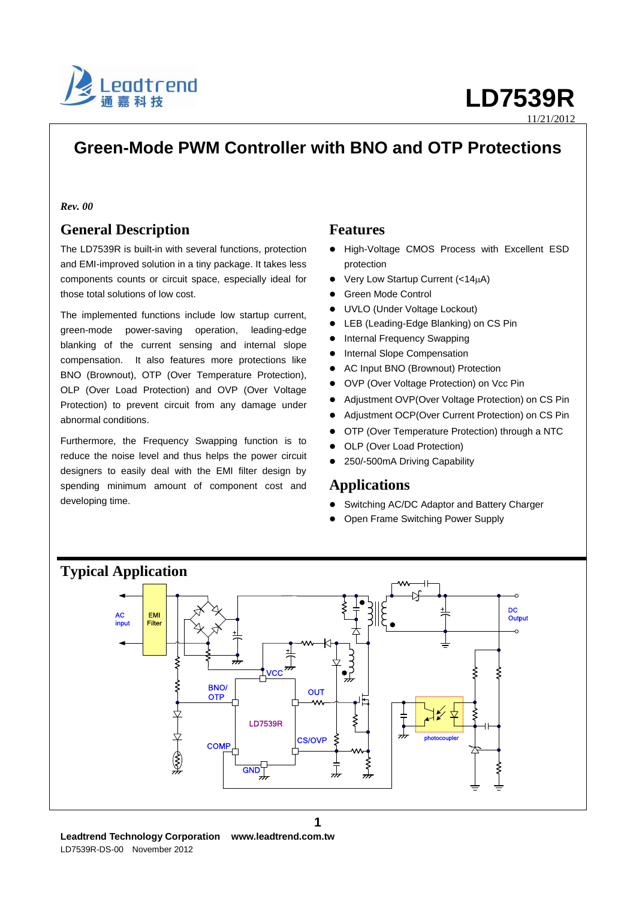# LD7539R

11/21/2012

## Green-Mode PWM Controller with BNO and OTP Protections

*Rev. 00*

### General Description

The LD7539R is built-in with several functions, protection and EMI-improved solution in a tiny package. It takes less components counts or circuit space, especially ideal for those total solutions of low cost.

The implemented functions include low startup current, green-mode power-saving operation, leading-edge blanking of the current sensing and internal slope compensation. It also features more protections like BNO (Brownout), OTP (Over Temperature Protection), OLP (Over Load Protection) and OVP (Over Voltage Protection) to prevent circuit from any damage under abnormal conditions.

Furthermore, the Frequency Swapping function is to reduce the noise level and thus helps the power circuit designers to easily deal with the EMI filter design by spending minimum amount of component cost and developing time.

### Features

- High-Voltage CMOS Process with Excellent ESD protection
- Very Low Startup Current (<14μA)
- Green Mode Control
- UVLO (Under Voltage Lockout)
- LEB (Leading-Edge Blanking) on CS Pin
- Internal Frequency Swapping
- Internal Slope Compensation
- AC Input BNO (Brownout) Protection
- OVP (Over Voltage Protection) on Vcc Pin
- Adjustment OVP(Over Voltage Protection) on CS Pin
- Adjustment OCP(Over Current Protection) on CS Pin
- OTP (Over Temperature Protection) through a NTC
- OLP (Over Load Protection)
- 250/-500mA Driving Capability

### Applications

- Switching AC/DC Adaptor and Battery Charger
- Open Frame Switching Power Supply

### Typical Application

AC input | EMI Filter | VCC | BNO/OTP | OUT | LD7539R | CS/OVP | COMP | GND | photocoupler | DC Output

**Leadtrend Technology Corporation** **www.leadtrend.com.tw**

LD7539R-DS-00 November 2012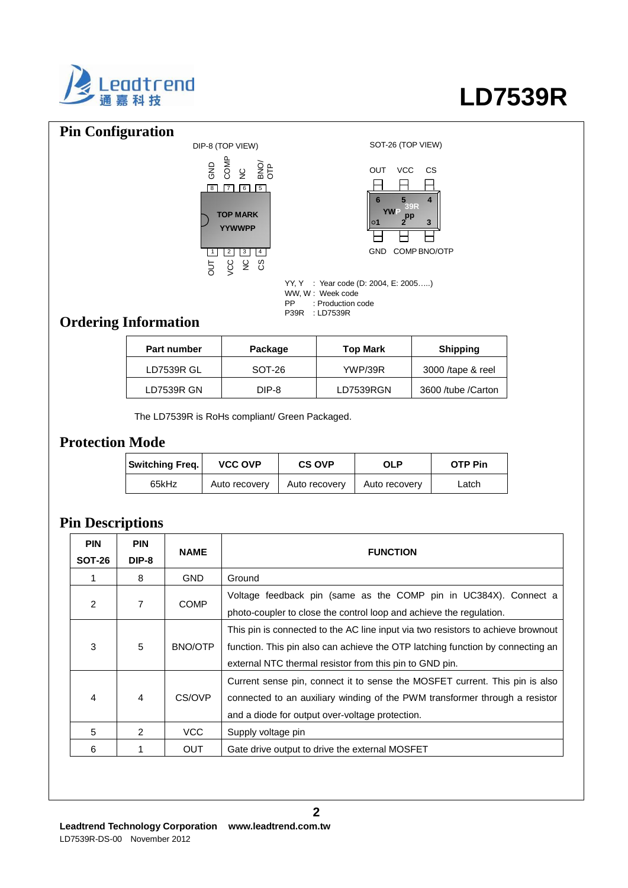## Pin Configuration

DIP-8 (TOP VIEW)

GND COMP NC BNO/OTP

8 7 6 5

TOP MARK
YYWWPP

1 2 3 4

OUT VCC NC CS

SOT-26 (TOP VIEW)

OUT VCC CS

6 5 4

YWP 39R pp

1 2 3

GND COMP BNO/OTP

YY, Y : Year code (D: 2004, E: 2005…..)
WW, W : Week code
PP : Production code
P39R : LD7539R

## Ordering Information

| Part number | Package | Top Mark | Shipping |
|---|---|---|---|
| LD7539R GL | SOT-26 | YWP/39R | 3000 /tape & reel |
| LD7539R GN | DIP-8 | LD7539RGN | 3600 /tube /Carton |

The LD7539R is RoHs compliant/ Green Packaged.

## Protection Mode

| Switching Freq. | VCC OVP | CS OVP | OLP | OTP Pin |
|---|---|---|---|---|
| 65kHz | Auto recovery | Auto recovery | Auto recovery | Latch |

## Pin Descriptions

| PIN SOT-26 | PIN DIP-8 | NAME | FUNCTION |
|---|---|---|---|
| 1 | 8 | GND | Ground |
| 2 | 7 | COMP | Voltage feedback pin (same as the COMP pin in UC384X). Connect a photo-coupler to close the control loop and achieve the regulation. |
| 3 | 5 | BNO/OTP | This pin is connected to the AC line input via two resistors to achieve brownout function. This pin also can achieve the OTP latching function by connecting an external NTC thermal resistor from this pin to GND pin. |
| 4 | 4 | CS/OVP | Current sense pin, connect it to sense the MOSFET current. This pin is also connected to an auxiliary winding of the PWM transformer through a resistor and a diode for output over-voltage protection. |
| 5 | 2 | VCC | Supply voltage pin |
| 6 | 1 | OUT | Gate drive output to drive the external MOSFET |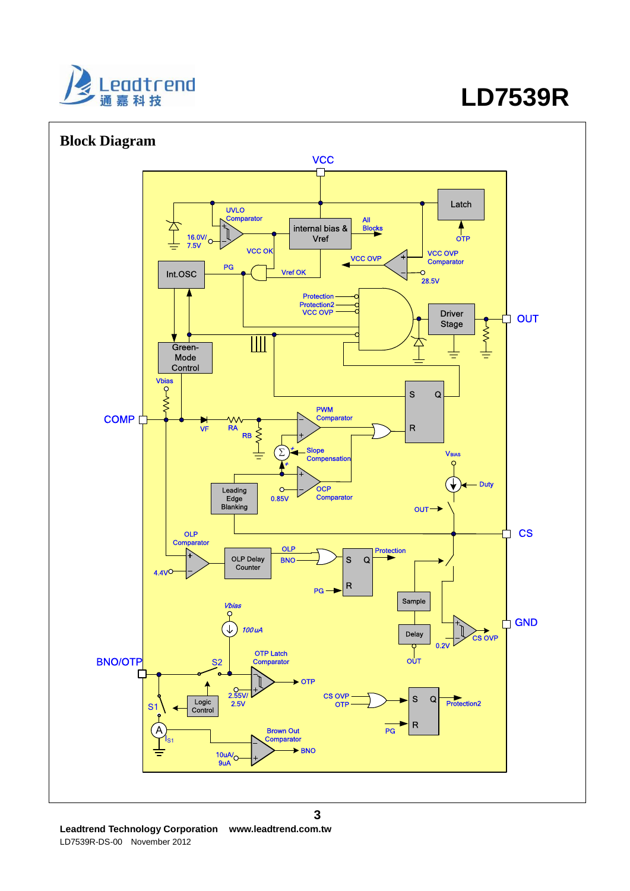## Block Diagram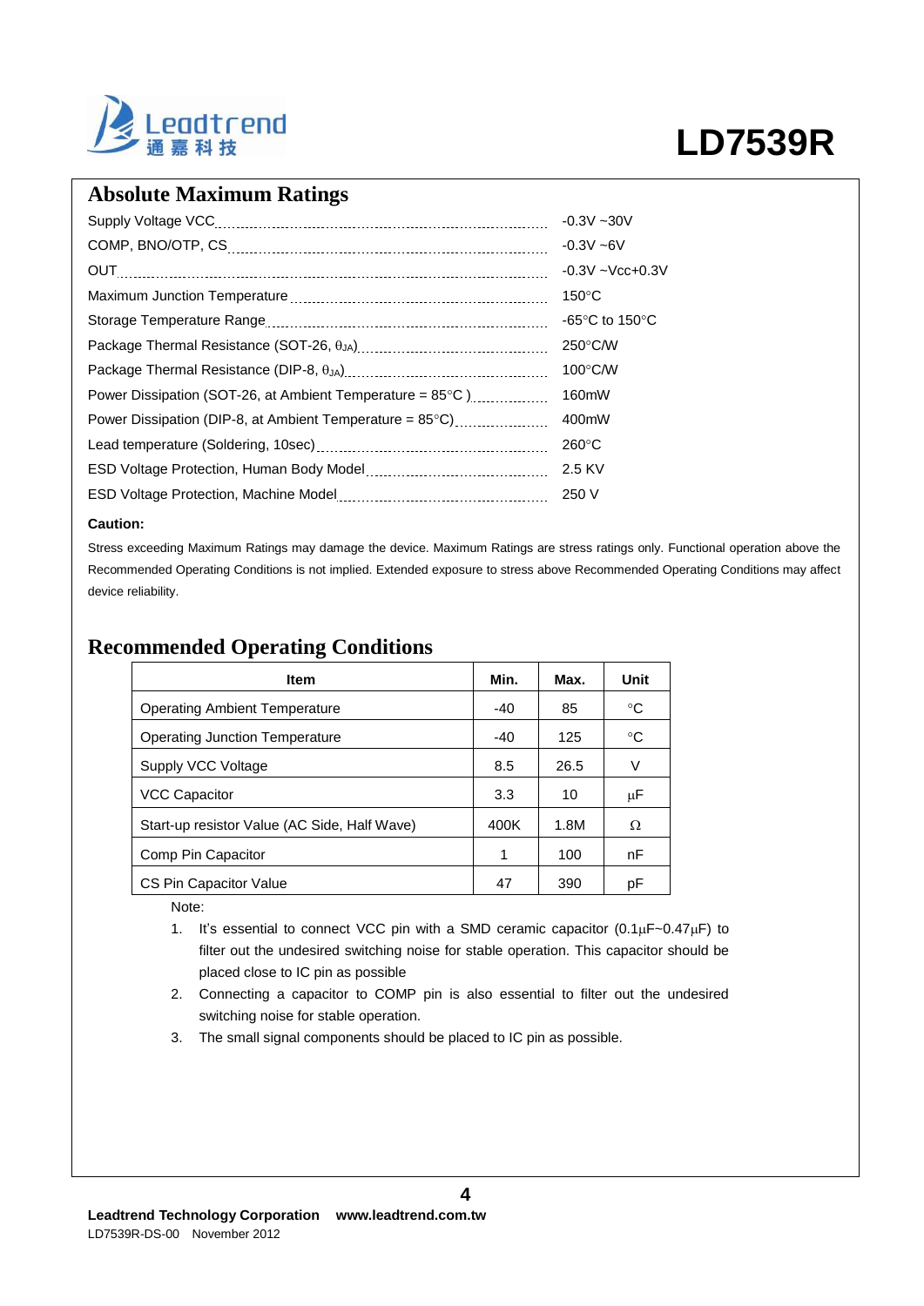## Absolute Maximum Ratings

| Parameter | Rating |
|---|---|
| Supply Voltage VCC | -0.3V ~30V |
| COMP, BNO/OTP, CS | -0.3V ~6V |
| OUT | -0.3V ~Vcc+0.3V |
| Maximum Junction Temperature | 150°C |
| Storage Temperature Range | -65°C to 150°C |
| Package Thermal Resistance (SOT-26, $\theta_{JA}$) | 250°C/W |
| Package Thermal Resistance (DIP-8, $\theta_{JA}$) | 100°C/W |
| Power Dissipation (SOT-26, at Ambient Temperature = 85°C ) | 160mW |
| Power Dissipation (DIP-8, at Ambient Temperature = 85°C) | 400mW |
| Lead temperature (Soldering, 10sec) | 260°C |
| ESD Voltage Protection, Human Body Model | 2.5 KV |
| ESD Voltage Protection, Machine Model | 250 V |

**Caution:**

Stress exceeding Maximum Ratings may damage the device. Maximum Ratings are stress ratings only. Functional operation above the Recommended Operating Conditions is not implied. Extended exposure to stress above Recommended Operating Conditions may affect device reliability.

## Recommended Operating Conditions

| Item | Min. | Max. | Unit |
|---|---|---|---|
| Operating Ambient Temperature | -40 | 85 | °C |
| Operating Junction Temperature | -40 | 125 | °C |
| Supply VCC Voltage | 8.5 | 26.5 | V |
| VCC Capacitor | 3.3 | 10 | μF |
| Start-up resistor Value (AC Side, Half Wave) | 400K | 1.8M | Ω |
| Comp Pin Capacitor | 1 | 100 | nF |
| CS Pin Capacitor Value | 47 | 390 | pF |

Note:

1. It's essential to connect VCC pin with a SMD ceramic capacitor (0.1μF~0.47μF) to filter out the undesired switching noise for stable operation. This capacitor should be placed close to IC pin as possible
2. Connecting a capacitor to COMP pin is also essential to filter out the undesired switching noise for stable operation.
3. The small signal components should be placed to IC pin as possible.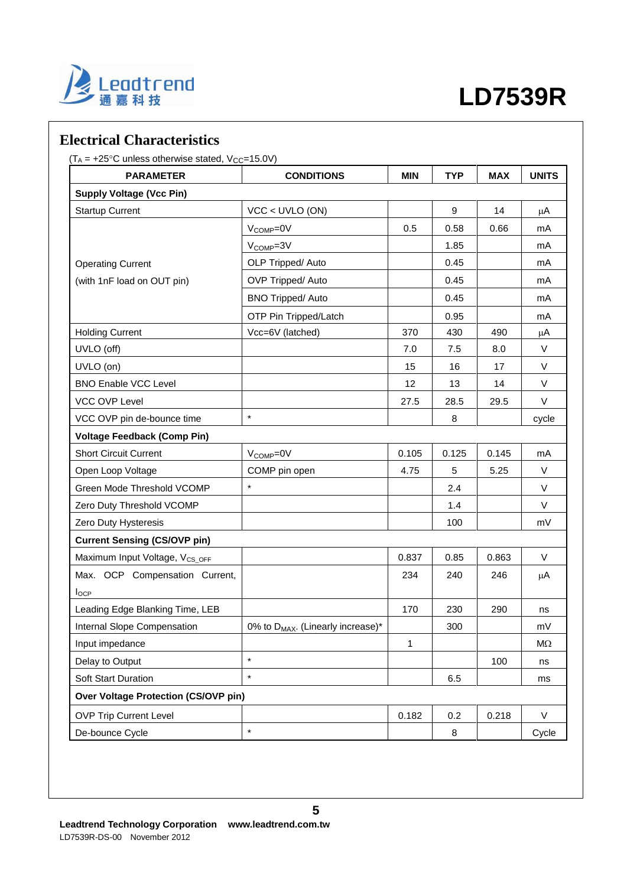## Electrical Characteristics

($T_A$ = +25°C unless otherwise stated, $V_{CC}$=15.0V)

| PARAMETER | CONDITIONS | MIN | TYP | MAX | UNITS |
|---|---|---|---|---|---|
| **Supply Voltage (Vcc Pin)** | | | | | |
| Startup Current | VCC < UVLO (ON) | | 9 | 14 | μA |
| Operating Current (with 1nF load on OUT pin) | $V_{COMP}$=0V | 0.5 | 0.58 | 0.66 | mA |
| | $V_{COMP}$=3V | | 1.85 | | mA |
| | OLP Tripped/ Auto | | 0.45 | | mA |
| | OVP Tripped/ Auto | | 0.45 | | mA |
| | BNO Tripped/ Auto | | 0.45 | | mA |
| | OTP Pin Tripped/Latch | | 0.95 | | mA |
| Holding Current | Vcc=6V (latched) | 370 | 430 | 490 | μA |
| UVLO (off) | | 7.0 | 7.5 | 8.0 | V |
| UVLO (on) | | 15 | 16 | 17 | V |
| BNO Enable VCC Level | | 12 | 13 | 14 | V |
| VCC OVP Level | | 27.5 | 28.5 | 29.5 | V |
| VCC OVP pin de-bounce time | * | | 8 | | cycle |
| **Voltage Feedback (Comp Pin)** | | | | | |
| Short Circuit Current | $V_{COMP}$=0V | 0.105 | 0.125 | 0.145 | mA |
| Open Loop Voltage | COMP pin open | 4.75 | 5 | 5.25 | V |
| Green Mode Threshold VCOMP | * | | 2.4 | | V |
| Zero Duty Threshold VCOMP | | | 1.4 | | V |
| Zero Duty Hysteresis | | | 100 | | mV |
| **Current Sensing (CS/OVP pin)** | | | | | |
| Maximum Input Voltage, $V_{CS\_OFF}$ | | 0.837 | 0.85 | 0.863 | V |
| Max. OCP Compensation Current, $I_{OCP}$ | | 234 | 240 | 246 | μA |
| Leading Edge Blanking Time, LEB | | 170 | 230 | 290 | ns |
| Internal Slope Compensation | 0% to $D_{MAX}$. (Linearly increase)* | | 300 | | mV |
| Input impedance | | 1 | | | MΩ |
| Delay to Output | * | | | 100 | ns |
| Soft Start Duration | * | | 6.5 | | ms |
| **Over Voltage Protection (CS/OVP pin)** | | | | | |
| OVP Trip Current Level | | 0.182 | 0.2 | 0.218 | V |
| De-bounce Cycle | * | | 8 | | Cycle |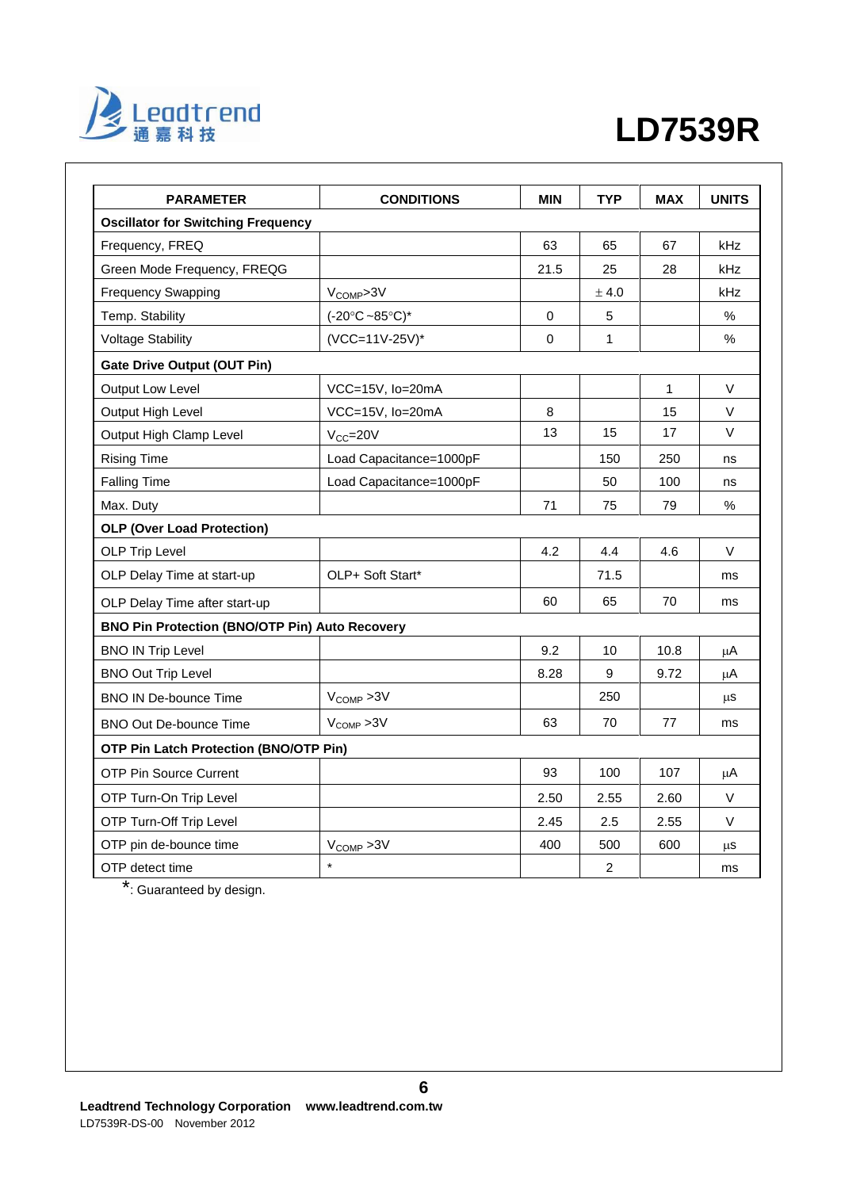| PARAMETER | CONDITIONS | MIN | TYP | MAX | UNITS |
|---|---|---|---|---|---|
| **Oscillator for Switching Frequency** | | | | | |
| Frequency, FREQ | | 63 | 65 | 67 | kHz |
| Green Mode Frequency, FREQG | | 21.5 | 25 | 28 | kHz |
| Frequency Swapping | $V_{COMP}$>3V | | ± 4.0 | | kHz |
| Temp. Stability | (-20°C ~85°C)* | 0 | 5 | | % |
| Voltage Stability | (VCC=11V-25V)* | 0 | 1 | | % |
| **Gate Drive Output (OUT Pin)** | | | | | |
| Output Low Level | VCC=15V, Io=20mA | | | 1 | V |
| Output High Level | VCC=15V, Io=20mA | 8 | | 15 | V |
| Output High Clamp Level | $V_{CC}$=20V | 13 | 15 | 17 | V |
| Rising Time | Load Capacitance=1000pF | | 150 | 250 | ns |
| Falling Time | Load Capacitance=1000pF | | 50 | 100 | ns |
| Max. Duty | | 71 | 75 | 79 | % |
| **OLP (Over Load Protection)** | | | | | |
| OLP Trip Level | | 4.2 | 4.4 | 4.6 | V |
| OLP Delay Time at start-up | OLP+ Soft Start* | | 71.5 | | ms |
| OLP Delay Time after start-up | | 60 | 65 | 70 | ms |
| **BNO Pin Protection (BNO/OTP Pin) Auto Recovery** | | | | | |
| BNO IN Trip Level | | 9.2 | 10 | 10.8 | μA |
| BNO Out Trip Level | | 8.28 | 9 | 9.72 | μA |
| BNO IN De-bounce Time | $V_{COMP}$ >3V | | 250 | | μs |
| BNO Out De-bounce Time | $V_{COMP}$ >3V | 63 | 70 | 77 | ms |
| **OTP Pin Latch Protection (BNO/OTP Pin)** | | | | | |
| OTP Pin Source Current | | 93 | 100 | 107 | μA |
| OTP Turn-On Trip Level | | 2.50 | 2.55 | 2.60 | V |
| OTP Turn-Off Trip Level | | 2.45 | 2.5 | 2.55 | V |
| OTP pin de-bounce time | $V_{COMP}$ >3V | 400 | 500 | 600 | μs |
| OTP detect time | * | | 2 | | ms |

*: Guaranteed by design.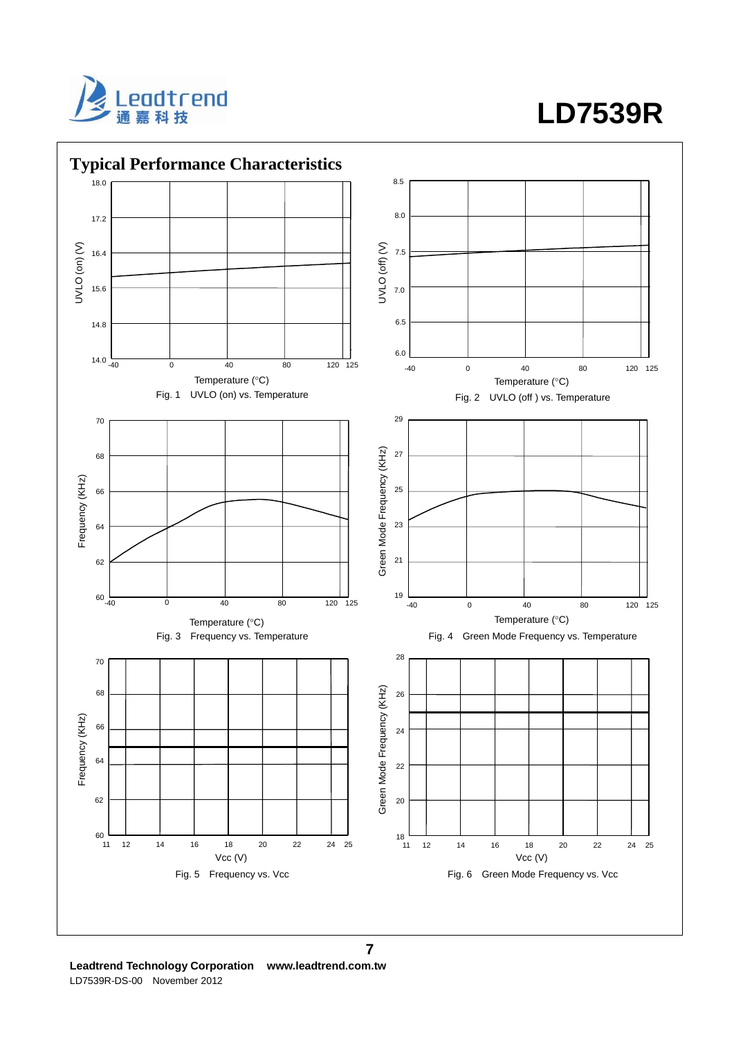## Typical Performance Characteristics

Fig. 1 UVLO (on) vs. Temperature

Fig. 2 UVLO (off ) vs. Temperature

Fig. 3 Frequency vs. Temperature

Fig. 4 Green Mode Frequency vs. Temperature

Fig. 5 Frequency vs. Vcc

Fig. 6 Green Mode Frequency vs. Vcc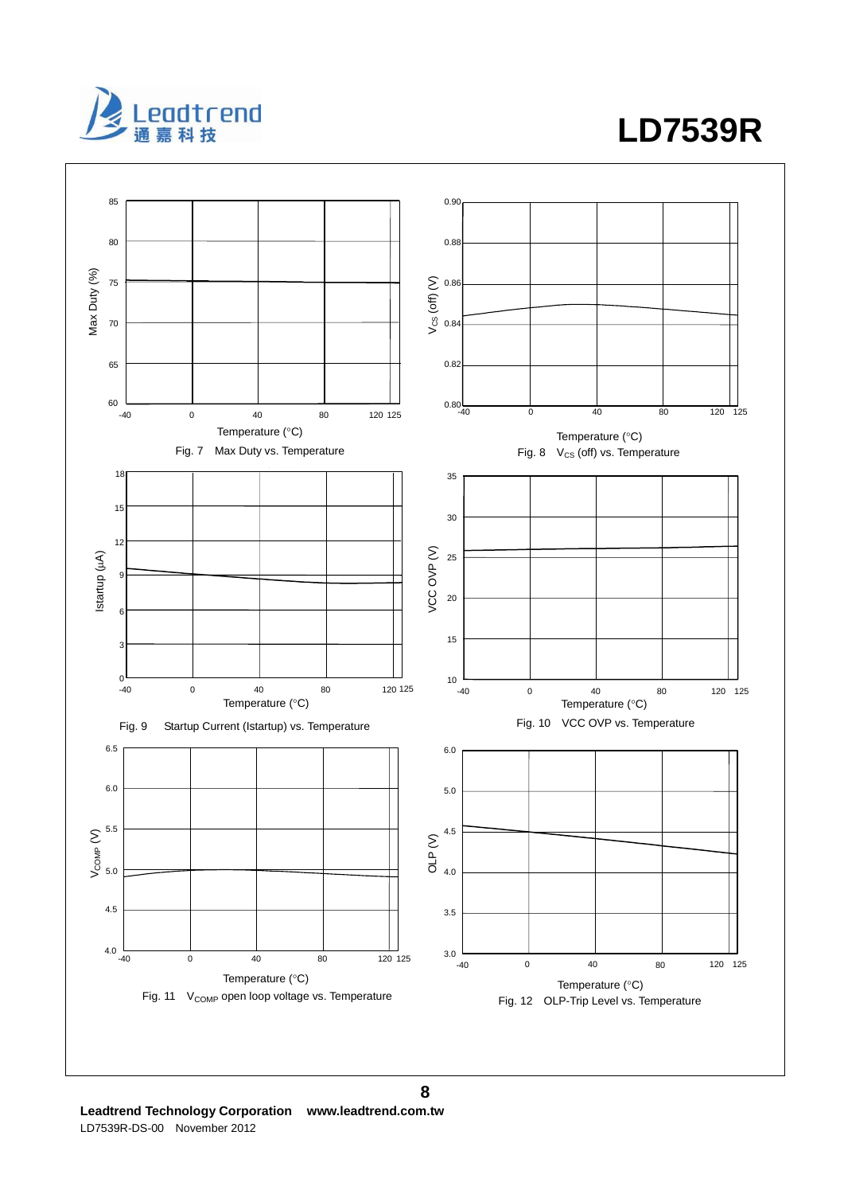Fig. 7 Max Duty vs. Temperature

Fig. 8 $V_{CS}$ (off) vs. Temperature

Fig. 9 Startup Current (Istartup) vs. Temperature

Fig. 10 VCC OVP vs. Temperature

Fig. 11 $V_{COMP}$ open loop voltage vs. Temperature

Fig. 12 OLP-Trip Level vs. Temperature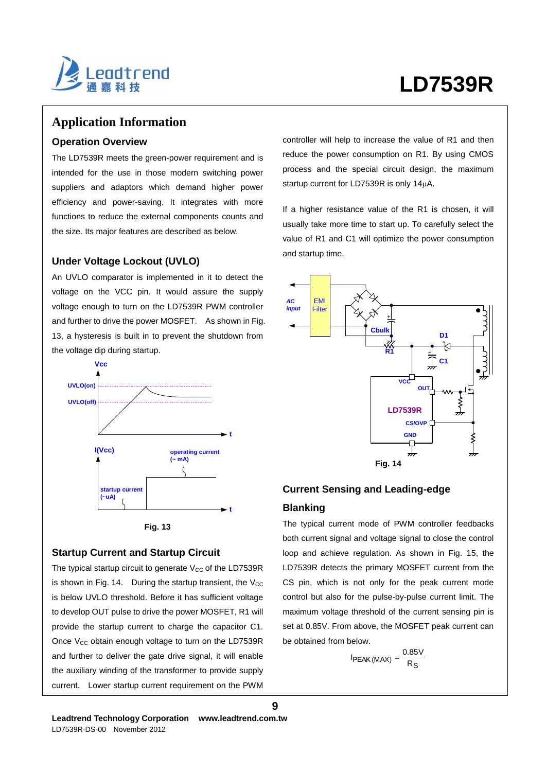## Application Information

### Operation Overview

The LD7539R meets the green-power requirement and is intended for the use in those modern switching power suppliers and adaptors which demand higher power efficiency and power-saving. It integrates with more functions to reduce the external components counts and the size. Its major features are described as below.

### Under Voltage Lockout (UVLO)

An UVLO comparator is implemented in it to detect the voltage on the VCC pin. It would assure the supply voltage enough to turn on the LD7539R PWM controller and further to drive the power MOSFET. As shown in Fig. 13, a hysteresis is built in to prevent the shutdown from the voltage dip during startup.

Fig. 13

### Startup Current and Startup Circuit

The typical startup circuit to generate $V_{CC}$ of the LD7539R is shown in Fig. 14. During the startup transient, the $V_{CC}$ is below UVLO threshold. Before it has sufficient voltage to develop OUT pulse to drive the power MOSFET, R1 will provide the startup current to charge the capacitor C1. Once $V_{CC}$ obtain enough voltage to turn on the LD7539R and further to deliver the gate drive signal, it will enable the auxiliary winding of the transformer to provide supply current. Lower startup current requirement on the PWM controller will help to increase the value of R1 and then reduce the power consumption on R1. By using CMOS process and the special circuit design, the maximum startup current for LD7539R is only 14μA.

If a higher resistance value of the R1 is chosen, it will usually take more time to start up. To carefully select the value of R1 and C1 will optimize the power consumption and startup time.

Fig. 14

### Current Sensing and Leading-edge Blanking

The typical current mode of PWM controller feedbacks both current signal and voltage signal to close the control loop and achieve regulation. As shown in Fig. 15, the LD7539R detects the primary MOSFET current from the CS pin, which is not only for the peak current mode control but also for the pulse-by-pulse current limit. The maximum voltage threshold of the current sensing pin is set at 0.85V. From above, the MOSFET peak current can be obtained from below.

$$I_{PEAK\,(MAX)} = \frac{0.85V}{R_S}$$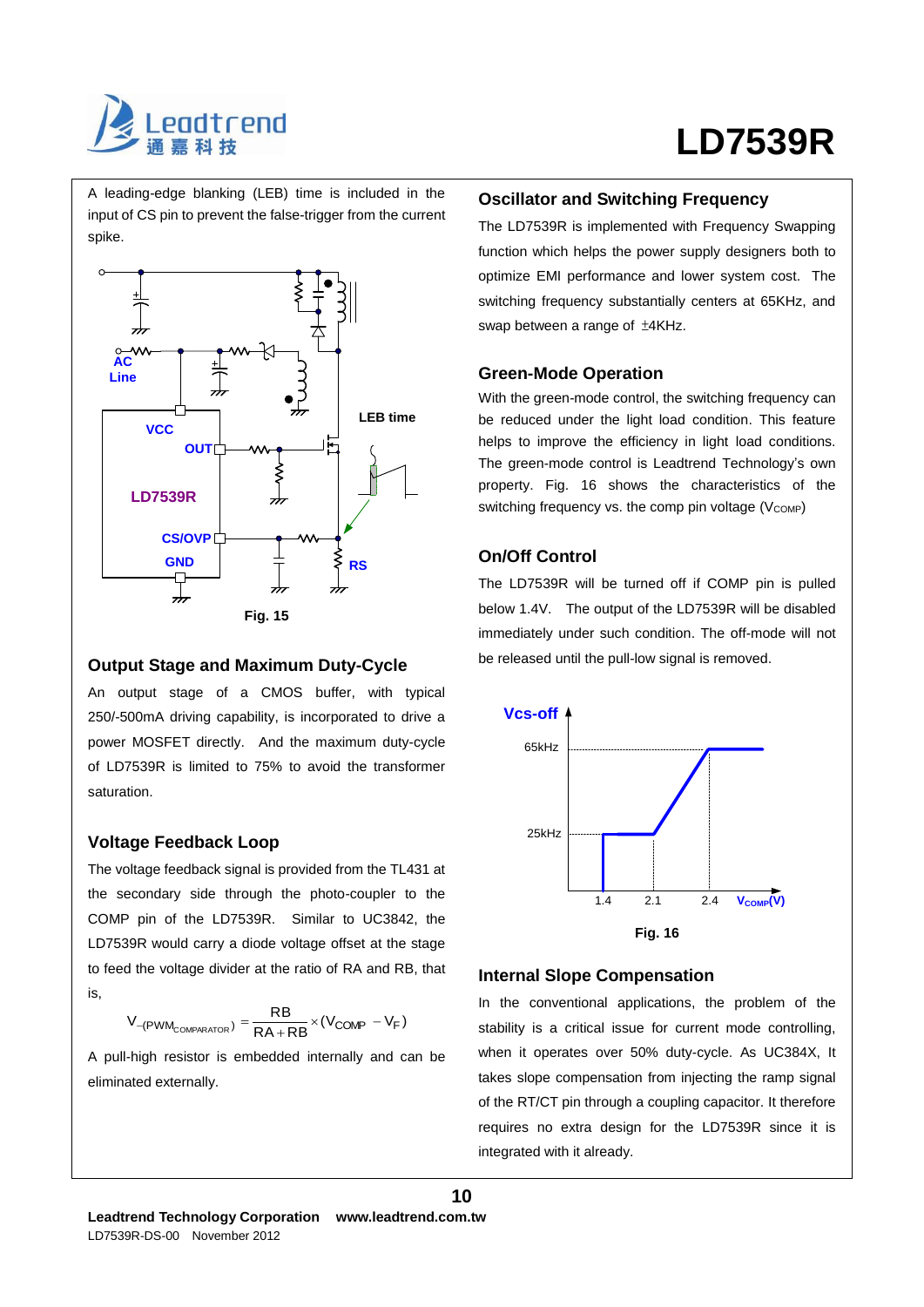A leading-edge blanking (LEB) time is included in the input of CS pin to prevent the false-trigger from the current spike.

Fig. 15

## Output Stage and Maximum Duty-Cycle

An output stage of a CMOS buffer, with typical 250/-500mA driving capability, is incorporated to drive a power MOSFET directly. And the maximum duty-cycle of LD7539R is limited to 75% to avoid the transformer saturation.

## Voltage Feedback Loop

The voltage feedback signal is provided from the TL431 at the secondary side through the photo-coupler to the COMP pin of the LD7539R. Similar to UC3842, the LD7539R would carry a diode voltage offset at the stage to feed the voltage divider at the ratio of RA and RB, that is,

$$V_{-(PWM_{COMPARATOR})} = \frac{RB}{RA + RB} \times (V_{COMP} - V_F)$$

A pull-high resistor is embedded internally and can be eliminated externally.

## Oscillator and Switching Frequency

The LD7539R is implemented with Frequency Swapping function which helps the power supply designers both to optimize EMI performance and lower system cost. The switching frequency substantially centers at 65KHz, and swap between a range of ±4KHz.

## Green-Mode Operation

With the green-mode control, the switching frequency can be reduced under the light load condition. This feature helps to improve the efficiency in light load conditions. The green-mode control is Leadtrend Technology's own property. Fig. 16 shows the characteristics of the switching frequency vs. the comp pin voltage ($V_{COMP}$)

## On/Off Control

The LD7539R will be turned off if COMP pin is pulled below 1.4V. The output of the LD7539R will be disabled immediately under such condition. The off-mode will not be released until the pull-low signal is removed.

Fig. 16

## Internal Slope Compensation

In the conventional applications, the problem of the stability is a critical issue for current mode controlling, when it operates over 50% duty-cycle. As UC384X, It takes slope compensation from injecting the ramp signal of the RT/CT pin through a coupling capacitor. It therefore requires no extra design for the LD7539R since it is integrated with it already.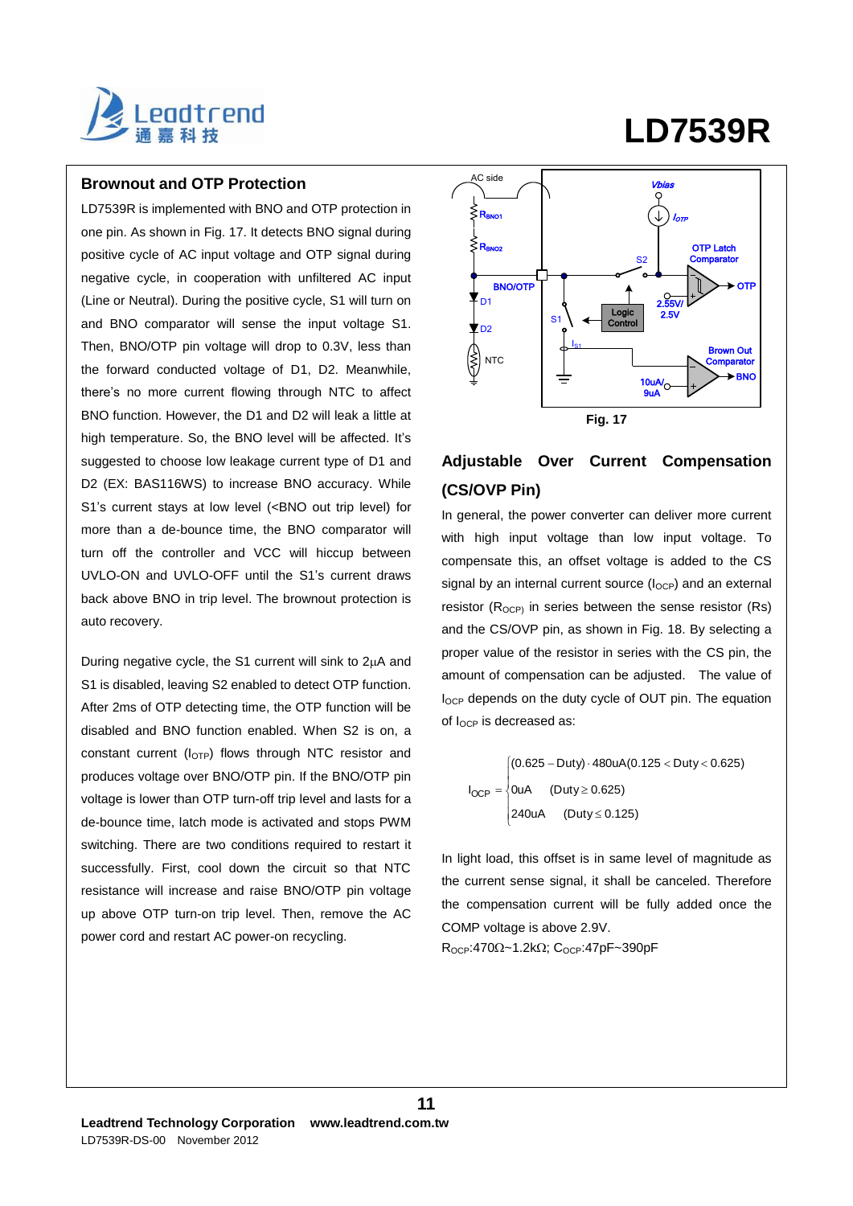## Brownout and OTP Protection

LD7539R is implemented with BNO and OTP protection in one pin. As shown in Fig. 17. It detects BNO signal during positive cycle of AC input voltage and OTP signal during negative cycle, in cooperation with unfiltered AC input (Line or Neutral). During the positive cycle, S1 will turn on and BNO comparator will sense the input voltage S1. Then, BNO/OTP pin voltage will drop to 0.3V, less than the forward conducted voltage of D1, D2. Meanwhile, there's no more current flowing through NTC to affect BNO function. However, the D1 and D2 will leak a little at high temperature. So, the BNO level will be affected. It's suggested to choose low leakage current type of D1 and D2 (EX: BAS116WS) to increase BNO accuracy. While S1's current stays at low level (<BNO out trip level) for more than a de-bounce time, the BNO comparator will turn off the controller and VCC will hiccup between UVLO-ON and UVLO-OFF until the S1's current draws back above BNO in trip level. The brownout protection is auto recovery.

During negative cycle, the S1 current will sink to 2μA and S1 is disabled, leaving S2 enabled to detect OTP function. After 2ms of OTP detecting time, the OTP function will be disabled and BNO function enabled. When S2 is on, a constant current ($I_{OTP}$) flows through NTC resistor and produces voltage over BNO/OTP pin. If the BNO/OTP pin voltage is lower than OTP turn-off trip level and lasts for a de-bounce time, latch mode is activated and stops PWM switching. There are two conditions required to restart it successfully. First, cool down the circuit so that NTC resistance will increase and raise BNO/OTP pin voltage up above OTP turn-on trip level. Then, remove the AC power cord and restart AC power-on recycling.

Fig. 17

## Adjustable Over Current Compensation (CS/OVP Pin)

In general, the power converter can deliver more current with high input voltage than low input voltage. To compensate this, an offset voltage is added to the CS signal by an internal current source ($I_{OCP}$) and an external resistor ($R_{OCP}$) in series between the sense resistor (Rs) and the CS/OVP pin, as shown in Fig. 18. By selecting a proper value of the resistor in series with the CS pin, the amount of compensation can be adjusted. The value of $I_{OCP}$ depends on the duty cycle of OUT pin. The equation of $I_{OCP}$ is decreased as:

$$I_{OCP} = \begin{cases} (0.625 - \text{Duty}) \cdot 480\text{uA} & (0.125 < \text{Duty} < 0.625) \\ 0\text{uA} & (\text{Duty} \geq 0.625) \\ 240\text{uA} & (\text{Duty} \leq 0.125) \end{cases}$$

In light load, this offset is in same level of magnitude as the current sense signal, it shall be canceled. Therefore the compensation current will be fully added once the COMP voltage is above 2.9V.

$R_{OCP}$:470Ω~1.2kΩ; $C_{OCP}$:47pF~390pF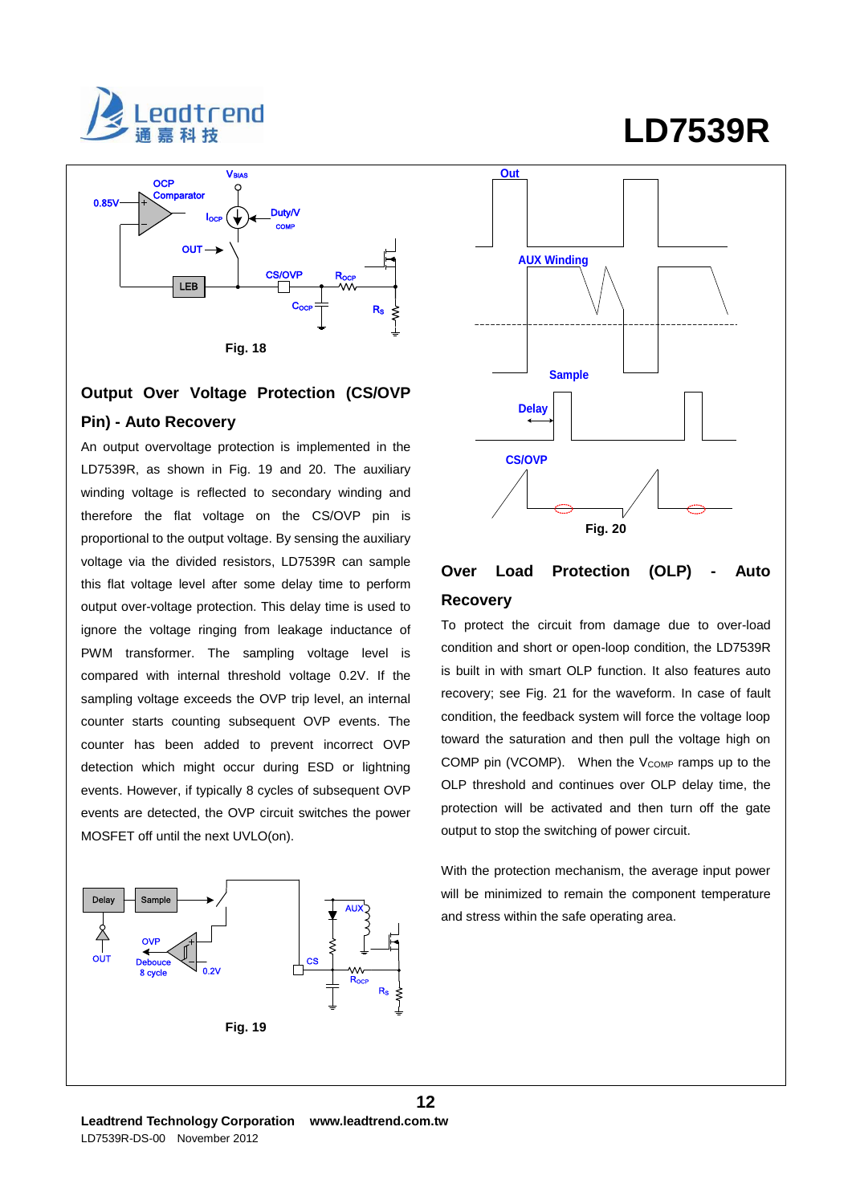Fig. 18

## Output Over Voltage Protection (CS/OVP Pin) - Auto Recovery

An output overvoltage protection is implemented in the LD7539R, as shown in Fig. 19 and 20. The auxiliary winding voltage is reflected to secondary winding and therefore the flat voltage on the CS/OVP pin is proportional to the output voltage. By sensing the auxiliary voltage via the divided resistors, LD7539R can sample this flat voltage level after some delay time to perform output over-voltage protection. This delay time is used to ignore the voltage ringing from leakage inductance of PWM transformer. The sampling voltage level is compared with internal threshold voltage 0.2V. If the sampling voltage exceeds the OVP trip level, an internal counter starts counting subsequent OVP events. The counter has been added to prevent incorrect OVP detection which might occur during ESD or lightning events. However, if typically 8 cycles of subsequent OVP events are detected, the OVP circuit switches the power MOSFET off until the next UVLO(on).

Fig. 19

Fig. 20

## Over Load Protection (OLP) - Auto Recovery

To protect the circuit from damage due to over-load condition and short or open-loop condition, the LD7539R is built in with smart OLP function. It also features auto recovery; see Fig. 21 for the waveform. In case of fault condition, the feedback system will force the voltage loop toward the saturation and then pull the voltage high on COMP pin (VCOMP). When the $V_{COMP}$ ramps up to the OLP threshold and continues over OLP delay time, the protection will be activated and then turn off the gate output to stop the switching of power circuit.

With the protection mechanism, the average input power will be minimized to remain the component temperature and stress within the safe operating area.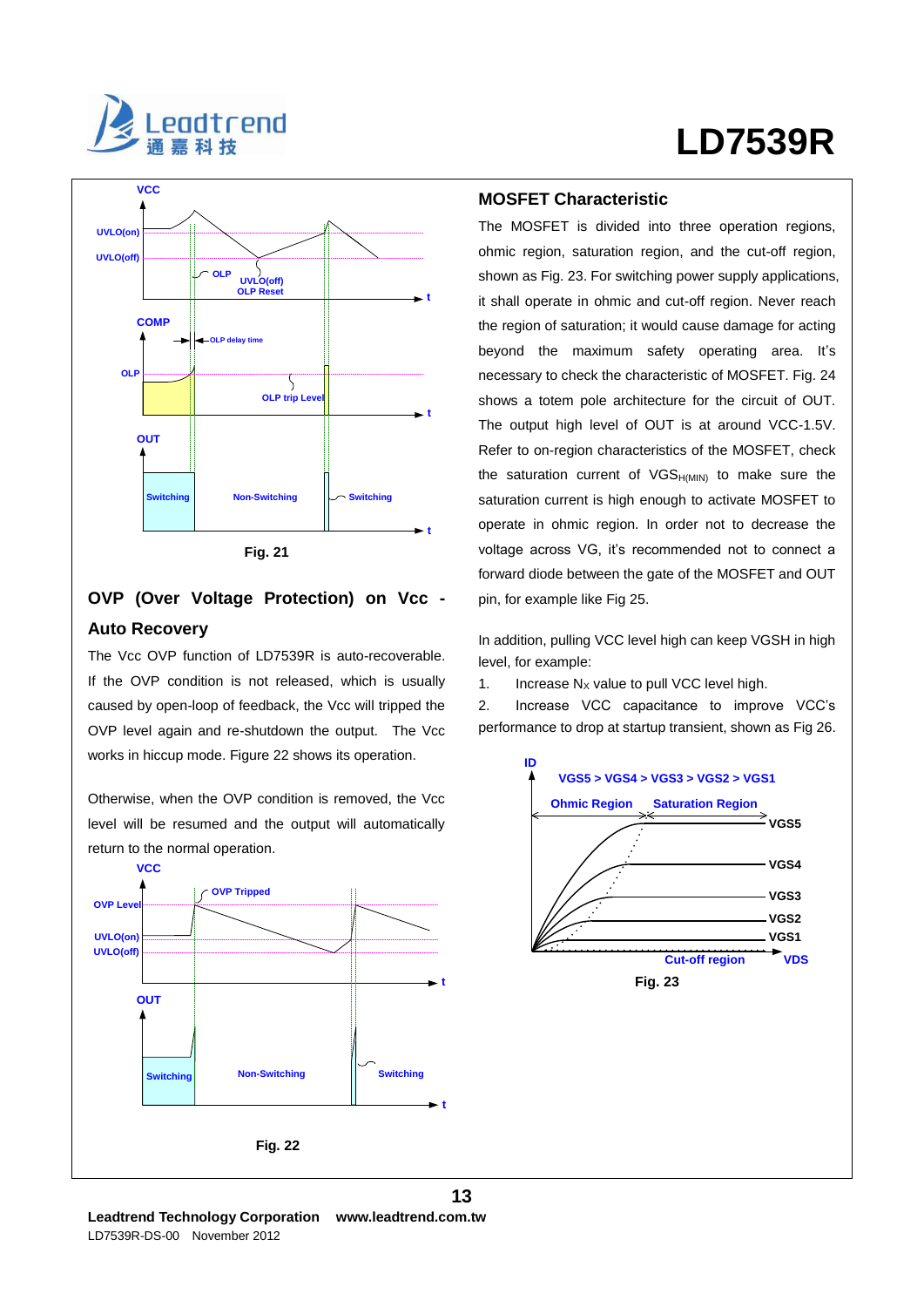Fig. 21

## OVP (Over Voltage Protection) on Vcc - Auto Recovery

The Vcc OVP function of LD7539R is auto-recoverable. If the OVP condition is not released, which is usually caused by open-loop of feedback, the Vcc will tripped the OVP level again and re-shutdown the output. The Vcc works in hiccup mode. Figure 22 shows its operation.

Otherwise, when the OVP condition is removed, the Vcc level will be resumed and the output will automatically return to the normal operation.

Fig. 22

## MOSFET Characteristic

The MOSFET is divided into three operation regions, ohmic region, saturation region, and the cut-off region, shown as Fig. 23. For switching power supply applications, it shall operate in ohmic and cut-off region. Never reach the region of saturation; it would cause damage for acting beyond the maximum safety operating area. It's necessary to check the characteristic of MOSFET. Fig. 24 shows a totem pole architecture for the circuit of OUT. The output high level of OUT is at around VCC-1.5V. Refer to on-region characteristics of the MOSFET, check the saturation current of $VGS_{H(MIN)}$ to make sure the saturation current is high enough to activate MOSFET to operate in ohmic region. In order not to decrease the voltage across VG, it's recommended not to connect a forward diode between the gate of the MOSFET and OUT pin, for example like Fig 25.

In addition, pulling VCC level high can keep VGSH in high level, for example:

1. Increase $N_X$ value to pull VCC level high.
2. Increase VCC capacitance to improve VCC's performance to drop at startup transient, shown as Fig 26.

Fig. 23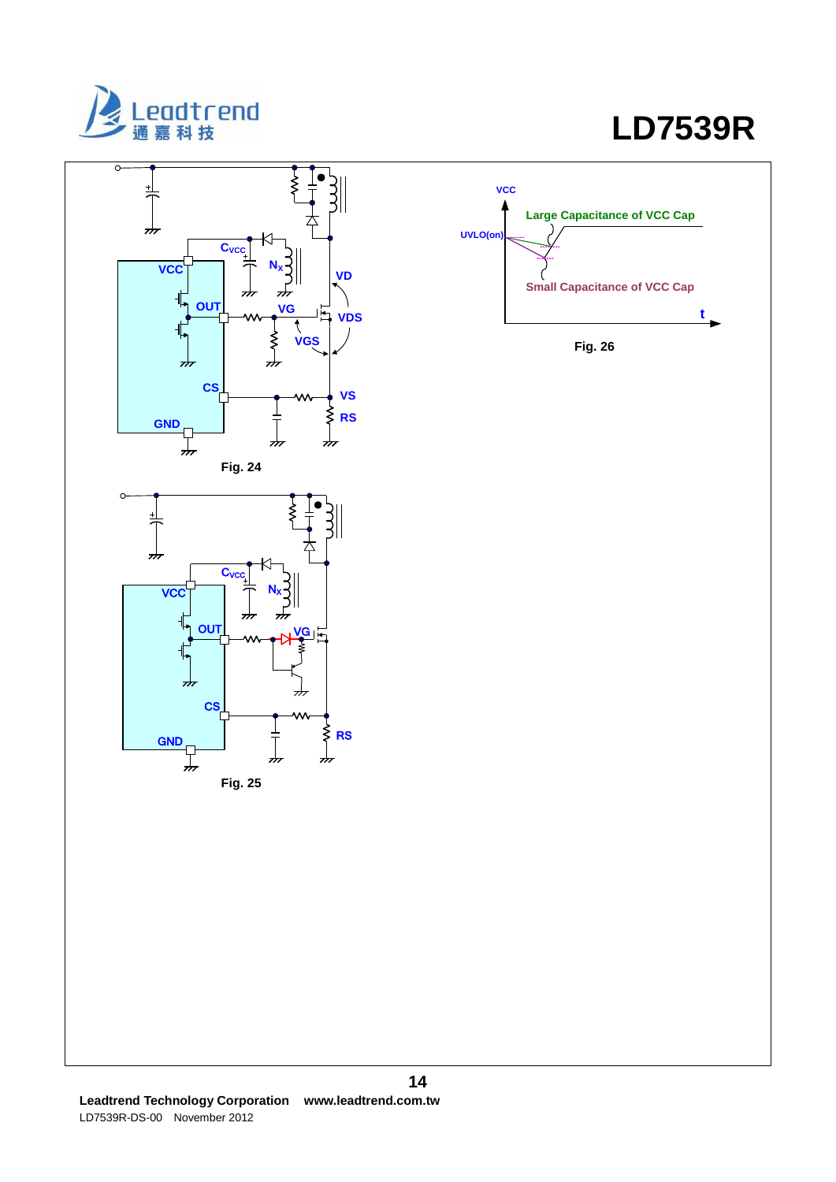Fig. 24

Fig. 25

Fig. 26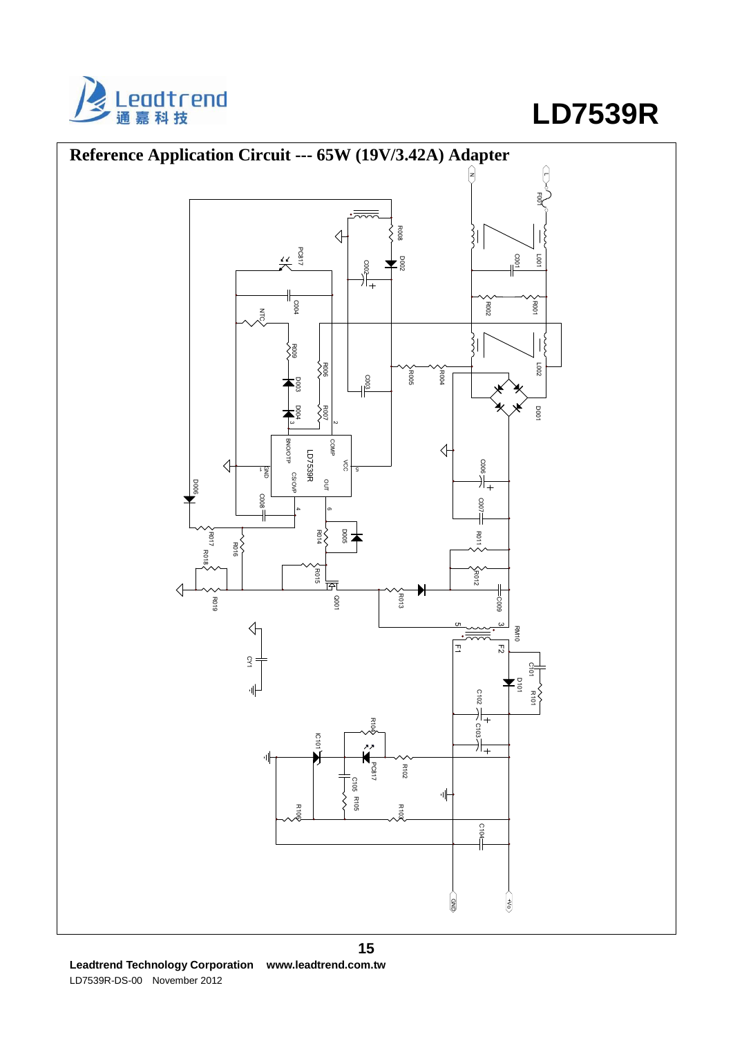## Reference Application Circuit --- 65W (19V/3.42A) Adapter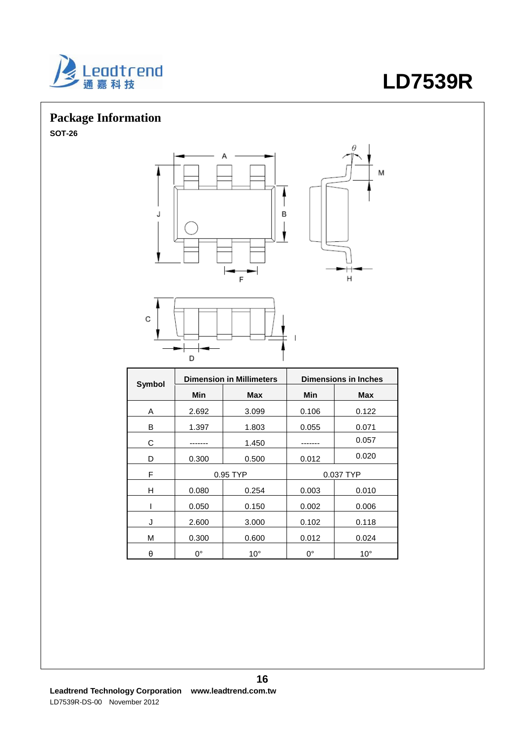## Package Information

**SOT-26**

| Symbol | Dimension in Millimeters | | Dimensions in Inches | |
|---|---|---|---|---|
| | Min | Max | Min | Max |
| A | 2.692 | 3.099 | 0.106 | 0.122 |
| B | 1.397 | 1.803 | 0.055 | 0.071 |
| C | ------- | 1.450 | ------- | 0.057 |
| D | 0.300 | 0.500 | 0.012 | 0.020 |
| F | 0.95 TYP | | 0.037 TYP | |
| H | 0.080 | 0.254 | 0.003 | 0.010 |
| I | 0.050 | 0.150 | 0.002 | 0.006 |
| J | 2.600 | 3.000 | 0.102 | 0.118 |
| M | 0.300 | 0.600 | 0.012 | 0.024 |
| θ | 0° | 10° | 0° | 10° |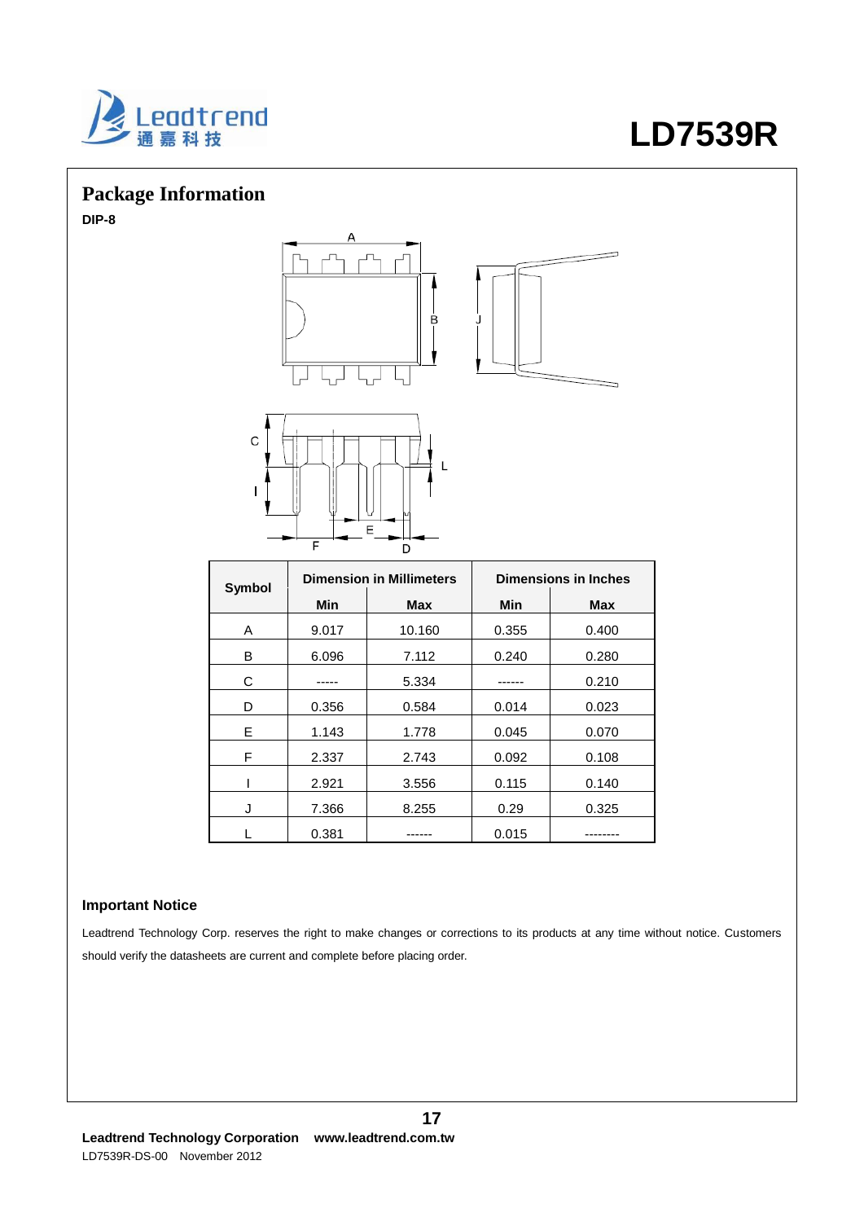## Package Information

**DIP-8**

<table>
<tr><th rowspan="2">Symbol</th><th colspan="2">Dimension in Millimeters</th><th colspan="2">Dimensions in Inches</th></tr>
<tr><th>Min</th><th>Max</th><th>Min</th><th>Max</th></tr>
<tr><td>A</td><td>9.017</td><td>10.160</td><td>0.355</td><td>0.400</td></tr>
<tr><td>B</td><td>6.096</td><td>7.112</td><td>0.240</td><td>0.280</td></tr>
<tr><td>C</td><td>-----</td><td>5.334</td><td>------</td><td>0.210</td></tr>
<tr><td>D</td><td>0.356</td><td>0.584</td><td>0.014</td><td>0.023</td></tr>
<tr><td>E</td><td>1.143</td><td>1.778</td><td>0.045</td><td>0.070</td></tr>
<tr><td>F</td><td>2.337</td><td>2.743</td><td>0.092</td><td>0.108</td></tr>
<tr><td>I</td><td>2.921</td><td>3.556</td><td>0.115</td><td>0.140</td></tr>
<tr><td>J</td><td>7.366</td><td>8.255</td><td>0.29</td><td>0.325</td></tr>
<tr><td>L</td><td>0.381</td><td>------</td><td>0.015</td><td>--------</td></tr>
</table>

### Important Notice

Leadtrend Technology Corp. reserves the right to make changes or corrections to its products at any time without notice. Customers should verify the datasheets are current and complete before placing order.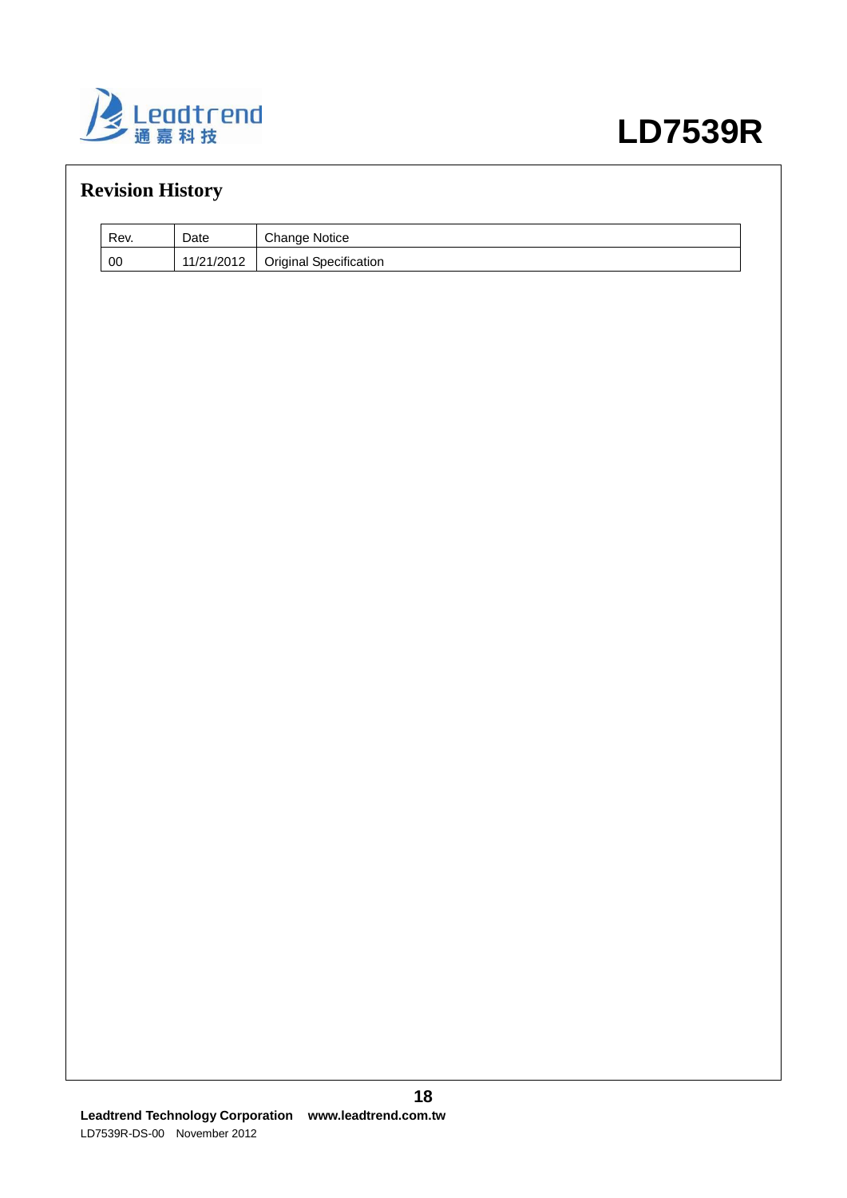## Revision History

| Rev. | Date | Change Notice |
|---|---|---|
| 00 | 11/21/2012 | Original Specification |